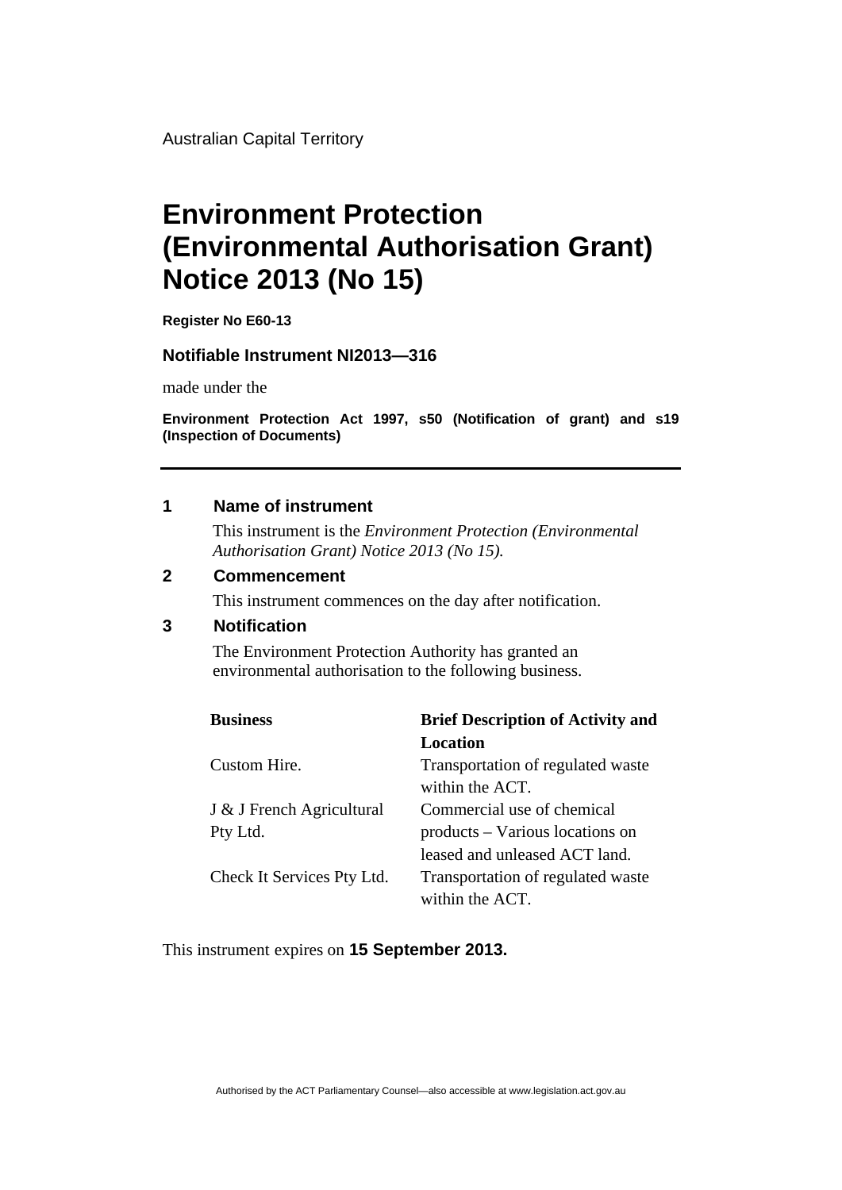Australian Capital Territory

# Environment Protection (Environmental Authorisation Grant) Notice 2013 (No 15)

**Register No E60-13**

**Notifiable Instrument NI2013—316**

made under the

**Environment Protection Act 1997, s50 (Notification of grant) and s19 (Inspection of Documents)**

---

## 1 Name of instrument

This instrument is the *Environment Protection (Environmental Authorisation Grant) Notice 2013 (No 15).*

## 2 Commencement

This instrument commences on the day after notification.

## 3 Notification

The Environment Protection Authority has granted an environmental authorisation to the following business.

| Business | Brief Description of Activity and Location |
|---|---|
| Custom Hire. | Transportation of regulated waste within the ACT. |
| J & J French Agricultural Pty Ltd. | Commercial use of chemical products – Various locations on leased and unleased ACT land. |
| Check It Services Pty Ltd. | Transportation of regulated waste within the ACT. |

This instrument expires on **15 September 2013.**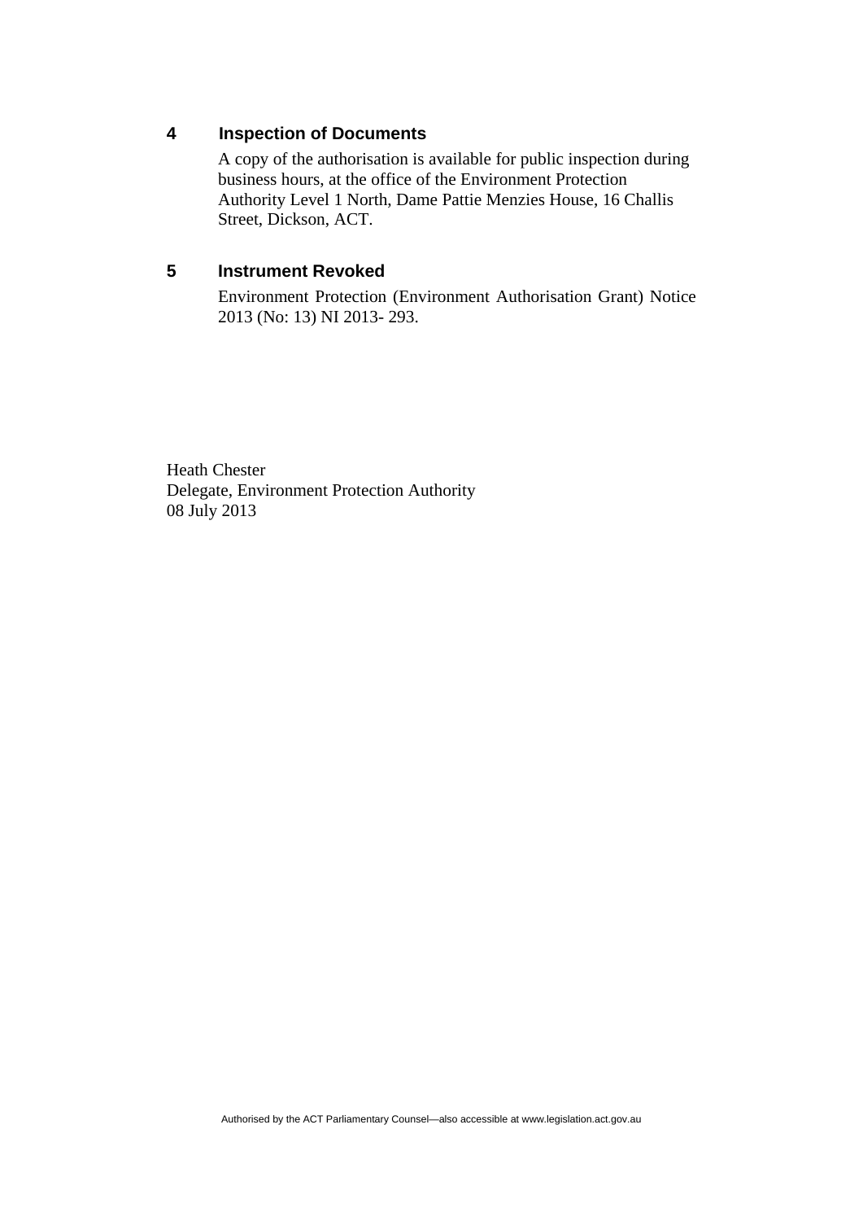## 4 Inspection of Documents

A copy of the authorisation is available for public inspection during business hours, at the office of the Environment Protection Authority Level 1 North, Dame Pattie Menzies House, 16 Challis Street, Dickson, ACT.

## 5 Instrument Revoked

Environment Protection (Environment Authorisation Grant) Notice 2013 (No: 13) NI 2013- 293.

Heath Chester
Delegate, Environment Protection Authority
08 July 2013